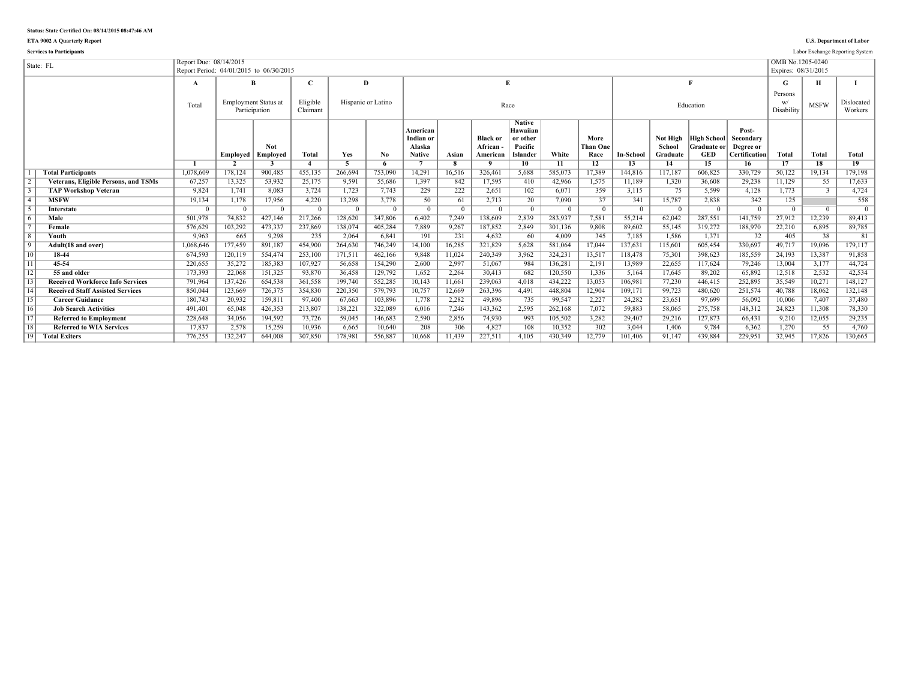**Status: State Certified On: 08/14/2015 08:47:46 AM**

**ETA 9002 A Quarterly Report**

**Services to Participants**

**U.S. Department of Labor**

Labor Exchange Reporting System

| State: FL | Report Due: 08/14/2015<br>Report Period: 04/01/2015 to 06/30/2015 | | | | | | | | | | | | | | | | | | OMB No.1205-0240<br>Expires: 08/31/2015 | | |
|---|---|---|---|---|---|---|---|---|---|---|---|---|---|---|---|---|---|---|---|---|---|
| | | **A** | **B** | | **C** | **D** | | **E** | | | | | | **F** | | | | **G** | **H** | **I** |
| | | Total | Employment Status at Participation | | Eligible Claimant | Hispanic or Latino | | Race | | | | | | Education | | | | Persons w/ Disability | MSFW | Dislocated Workers |
| | | | **Employed** | **Not Employed** | **Total** | **Yes** | **No** | **American Indian or Alaska Native** | **Asian** | **Black or African - American** | **Native Hawaiian or other Pacific Islander** | **White** | **More Than One Race** | **In-School** | **Not High School Graduate** | **High School Graduate or GED** | **Post-Secondary Degree or Certification** | **Total** | **Total** | **Total** |
| | | **1** | **2** | **3** | **4** | **5** | **6** | **7** | **8** | **9** | **10** | **11** | **12** | **13** | **14** | **15** | **16** | **17** | **18** | **19** |
| 1 | **Total Participants** | 1,078,609 | 178,124 | 900,485 | 455,135 | 266,694 | 753,090 | 14,291 | 16,516 | 326,461 | 5,688 | 585,073 | 17,389 | 144,816 | 117,187 | 606,825 | 330,729 | 50,122 | 19,134 | 179,198 |
| 2 | **Veterans, Eligible Persons, and TSMs** | 67,257 | 13,325 | 53,932 | 25,175 | 9,591 | 55,686 | 1,397 | 842 | 17,595 | 410 | 42,966 | 1,575 | 11,189 | 1,320 | 36,608 | 29,238 | 11,129 | 55 | 17,633 |
| 3 | **TAP Workshop Veteran** | 9,824 | 1,741 | 8,083 | 3,724 | 1,723 | 7,743 | 229 | 222 | 2,651 | 102 | 6,071 | 359 | 3,115 | 75 | 5,599 | 4,128 | 1,773 | 3 | 4,724 |
| 4 | **MSFW** | 19,134 | 1,178 | 17,956 | 4,220 | 13,298 | 3,778 | 50 | 61 | 2,713 | 20 | 7,090 | 37 | 341 | 15,787 | 2,838 | 342 | 125 | | 558 |
| 5 | **Interstate** | 0 | 0 | 0 | 0 | 0 | 0 | 0 | 0 | 0 | 0 | 0 | 0 | 0 | 0 | 0 | 0 | 0 | 0 | 0 |
| 6 | **Male** | 501,978 | 74,832 | 427,146 | 217,266 | 128,620 | 347,806 | 6,402 | 7,249 | 138,609 | 2,839 | 283,937 | 7,581 | 55,214 | 62,042 | 287,551 | 141,759 | 27,912 | 12,239 | 89,413 |
| 7 | **Female** | 576,629 | 103,292 | 473,337 | 237,869 | 138,074 | 405,284 | 7,889 | 9,267 | 187,852 | 2,849 | 301,136 | 9,808 | 89,602 | 55,145 | 319,272 | 188,970 | 22,210 | 6,895 | 89,785 |
| 8 | **Youth** | 9,963 | 665 | 9,298 | 235 | 2,064 | 6,841 | 191 | 231 | 4,632 | 60 | 4,009 | 345 | 7,185 | 1,586 | 1,371 | 32 | 405 | 38 | 81 |
| 9 | **Adult(18 and over)** | 1,068,646 | 177,459 | 891,187 | 454,900 | 264,630 | 746,249 | 14,100 | 16,285 | 321,829 | 5,628 | 581,064 | 17,044 | 137,631 | 115,601 | 605,454 | 330,697 | 49,717 | 19,096 | 179,117 |
| 10 | **18-44** | 674,593 | 120,119 | 554,474 | 253,100 | 171,511 | 462,166 | 9,848 | 11,024 | 240,349 | 3,962 | 324,231 | 13,517 | 118,478 | 75,301 | 398,623 | 185,559 | 24,193 | 13,387 | 91,858 |
| 11 | **45-54** | 220,655 | 35,272 | 185,383 | 107,927 | 56,658 | 154,290 | 2,600 | 2,997 | 51,067 | 984 | 136,281 | 2,191 | 13,989 | 22,655 | 117,624 | 79,246 | 13,004 | 3,177 | 44,724 |
| 12 | **55 and older** | 173,393 | 22,068 | 151,325 | 93,870 | 36,458 | 129,792 | 1,652 | 2,264 | 30,413 | 682 | 120,550 | 1,336 | 5,164 | 17,645 | 89,202 | 65,892 | 12,518 | 2,532 | 42,534 |
| 13 | **Received Workforce Info Services** | 791,964 | 137,426 | 654,538 | 361,558 | 199,740 | 552,285 | 10,143 | 11,661 | 239,063 | 4,018 | 434,222 | 13,053 | 106,981 | 77,230 | 446,415 | 252,895 | 35,549 | 10,271 | 148,127 |
| 14 | **Received Staff Assisted Services** | 850,044 | 123,669 | 726,375 | 354,830 | 220,350 | 579,793 | 10,757 | 12,669 | 263,396 | 4,491 | 448,804 | 12,904 | 109,171 | 99,723 | 480,620 | 251,574 | 40,788 | 18,062 | 132,148 |
| 15 | **Career Guidance** | 180,743 | 20,932 | 159,811 | 97,400 | 67,663 | 103,896 | 1,778 | 2,282 | 49,896 | 735 | 99,547 | 2,227 | 24,282 | 23,651 | 97,699 | 56,092 | 10,006 | 7,407 | 37,480 |
| 16 | **Job Search Activities** | 491,401 | 65,048 | 426,353 | 213,807 | 138,221 | 322,089 | 6,016 | 7,246 | 143,362 | 2,595 | 262,168 | 7,072 | 59,883 | 58,065 | 275,758 | 148,312 | 24,823 | 11,308 | 78,330 |
| 17 | **Referred to Employment** | 228,648 | 34,056 | 194,592 | 73,726 | 59,045 | 146,683 | 2,590 | 2,856 | 74,930 | 993 | 105,502 | 3,282 | 29,407 | 29,216 | 127,873 | 66,431 | 9,210 | 12,055 | 29,235 |
| 18 | **Referred to WIA Services** | 17,837 | 2,578 | 15,259 | 10,936 | 6,665 | 10,640 | 208 | 306 | 4,827 | 108 | 10,352 | 302 | 3,044 | 1,406 | 9,784 | 6,362 | 1,270 | 55 | 4,760 |
| 19 | **Total Exiters** | 776,255 | 132,247 | 644,008 | 307,850 | 178,981 | 556,887 | 10,668 | 11,439 | 227,511 | 4,105 | 430,349 | 12,779 | 101,406 | 91,147 | 439,884 | 229,951 | 32,945 | 17,826 | 130,665 |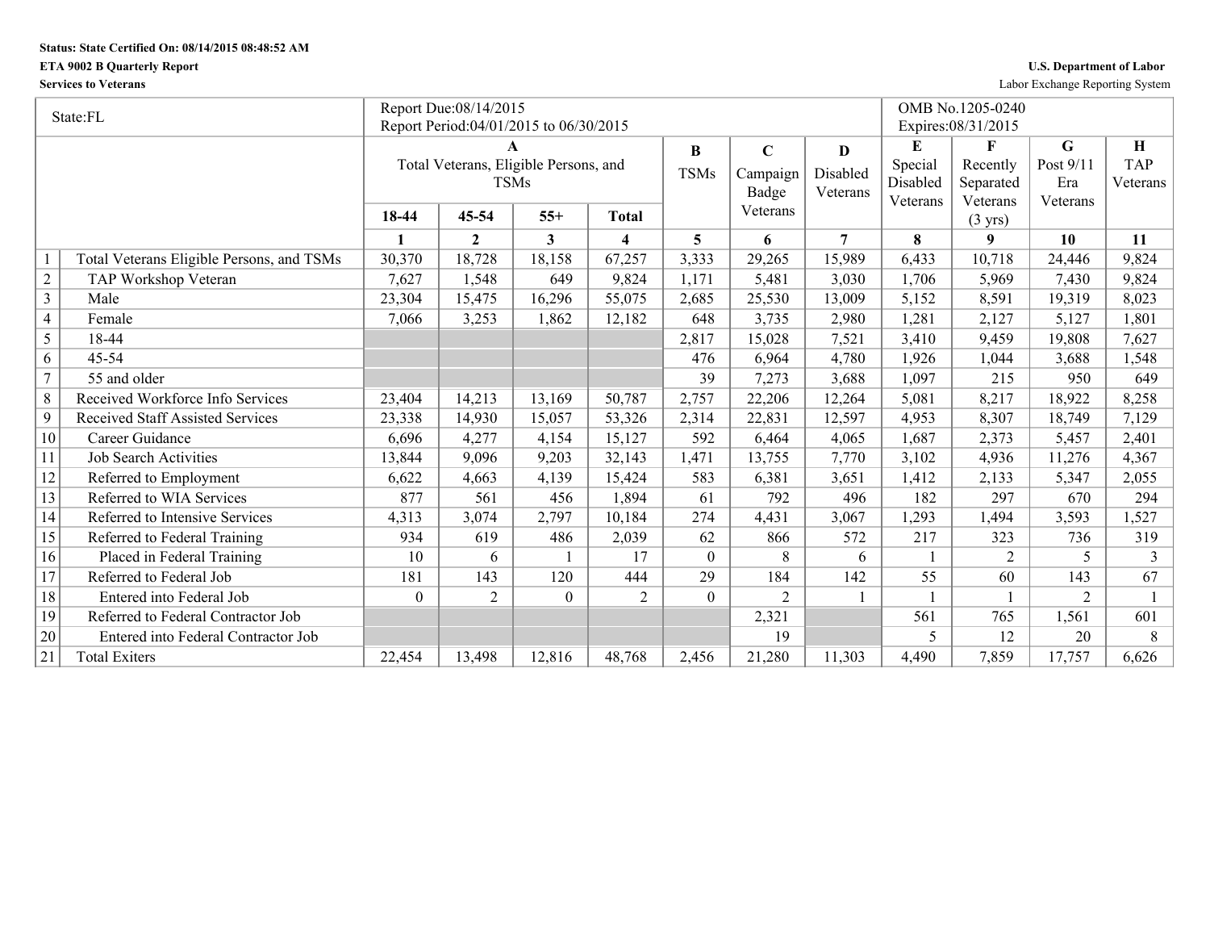**Status: State Certified On: 08/14/2015 08:48:52 AM**

**ETA 9002 B Quarterly Report**

**Services to Veterans**

**U.S. Department of Labor**

Labor Exchange Reporting System

| State:FL | | Report Due:08/14/2015<br>Report Period:04/01/2015 to 06/30/2015 | | | | | | | OMB No.1205-0240<br>Expires:08/31/2015 | | | |
|---|---|---|---|---|---|---|---|---|---|---|---|---|
| | | **A**<br>Total Veterans, Eligible Persons, and TSMs | | | | **B**<br>TSMs | **C**<br>Campaign Badge Veterans | **D**<br>Disabled Veterans | **E**<br>Special Disabled Veterans | **F**<br>Recently Separated Veterans (3 yrs) | **G**<br>Post 9/11 Era Veterans | **H**<br>TAP Veterans |
| | | **18-44** | **45-54** | **55+** | **Total** | | | | | | | |
| | | **1** | **2** | **3** | **4** | **5** | **6** | **7** | **8** | **9** | **10** | **11** |
| 1 | Total Veterans Eligible Persons, and TSMs | 30,370 | 18,728 | 18,158 | 67,257 | 3,333 | 29,265 | 15,989 | 6,433 | 10,718 | 24,446 | 9,824 |
| 2 | TAP Workshop Veteran | 7,627 | 1,548 | 649 | 9,824 | 1,171 | 5,481 | 3,030 | 1,706 | 5,969 | 7,430 | 9,824 |
| 3 | Male | 23,304 | 15,475 | 16,296 | 55,075 | 2,685 | 25,530 | 13,009 | 5,152 | 8,591 | 19,319 | 8,023 |
| 4 | Female | 7,066 | 3,253 | 1,862 | 12,182 | 648 | 3,735 | 2,980 | 1,281 | 2,127 | 5,127 | 1,801 |
| 5 | 18-44 | | | | | 2,817 | 15,028 | 7,521 | 3,410 | 9,459 | 19,808 | 7,627 |
| 6 | 45-54 | | | | | 476 | 6,964 | 4,780 | 1,926 | 1,044 | 3,688 | 1,548 |
| 7 | 55 and older | | | | | 39 | 7,273 | 3,688 | 1,097 | 215 | 950 | 649 |
| 8 | Received Workforce Info Services | 23,404 | 14,213 | 13,169 | 50,787 | 2,757 | 22,206 | 12,264 | 5,081 | 8,217 | 18,922 | 8,258 |
| 9 | Received Staff Assisted Services | 23,338 | 14,930 | 15,057 | 53,326 | 2,314 | 22,831 | 12,597 | 4,953 | 8,307 | 18,749 | 7,129 |
| 10 | Career Guidance | 6,696 | 4,277 | 4,154 | 15,127 | 592 | 6,464 | 4,065 | 1,687 | 2,373 | 5,457 | 2,401 |
| 11 | Job Search Activities | 13,844 | 9,096 | 9,203 | 32,143 | 1,471 | 13,755 | 7,770 | 3,102 | 4,936 | 11,276 | 4,367 |
| 12 | Referred to Employment | 6,622 | 4,663 | 4,139 | 15,424 | 583 | 6,381 | 3,651 | 1,412 | 2,133 | 5,347 | 2,055 |
| 13 | Referred to WIA Services | 877 | 561 | 456 | 1,894 | 61 | 792 | 496 | 182 | 297 | 670 | 294 |
| 14 | Referred to Intensive Services | 4,313 | 3,074 | 2,797 | 10,184 | 274 | 4,431 | 3,067 | 1,293 | 1,494 | 3,593 | 1,527 |
| 15 | Referred to Federal Training | 934 | 619 | 486 | 2,039 | 62 | 866 | 572 | 217 | 323 | 736 | 319 |
| 16 | Placed in Federal Training | 10 | 6 | 1 | 17 | 0 | 8 | 6 | 1 | 2 | 5 | 3 |
| 17 | Referred to Federal Job | 181 | 143 | 120 | 444 | 29 | 184 | 142 | 55 | 60 | 143 | 67 |
| 18 | Entered into Federal Job | 0 | 2 | 0 | 2 | 0 | 2 | 1 | 1 | 1 | 2 | 1 |
| 19 | Referred to Federal Contractor Job | | | | | | 2,321 | | 561 | 765 | 1,561 | 601 |
| 20 | Entered into Federal Contractor Job | | | | | | 19 | | 5 | 12 | 20 | 8 |
| 21 | Total Exiters | 22,454 | 13,498 | 12,816 | 48,768 | 2,456 | 21,280 | 11,303 | 4,490 | 7,859 | 17,757 | 6,626 |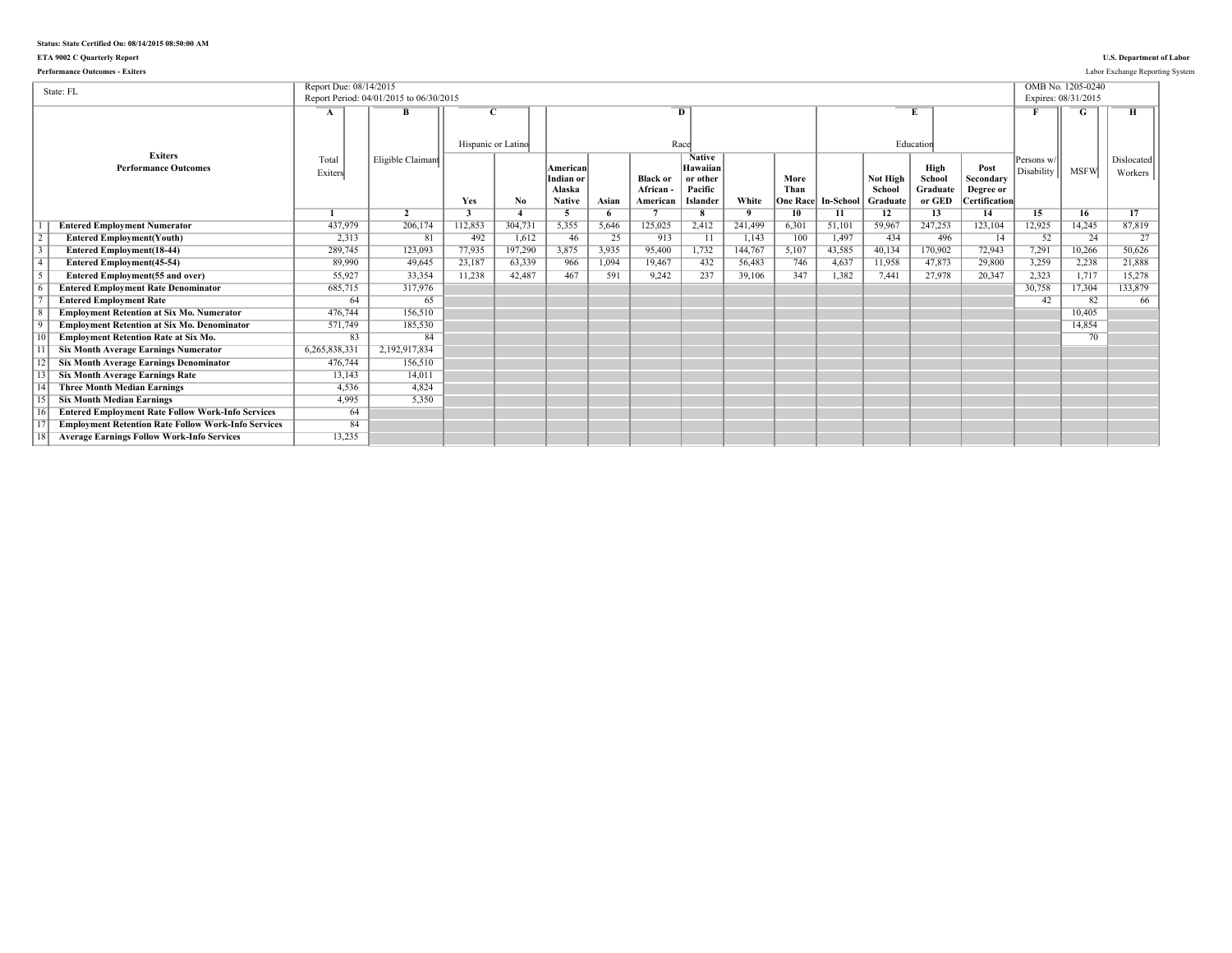**Status: State Certified On: 08/14/2015 08:50:00 AM**

**ETA 9002 C Quarterly Report**

**Performance Outcomes - Exiters**

**U.S. Department of Labor**

Labor Exchange Reporting System

State: FL

Report Due: 08/14/2015
Report Period: 04/01/2015 to 06/30/2015

OMB No. 1205-0240
Expires: 08/31/2015

| | Exiters Performance Outcomes | A | B | C | | D | | | | | | E | | | | F | G | H |
|---|---|---|---|---|---|---|---|---|---|---|---|---|---|---|---|---|---|---|
| | | Total Exiters | Eligible Claimant | Hispanic or Latino | | Race | | | | | | Education | | | | Persons w/ Disability | MSFW | Dislocated Workers |
| | | | | Yes | No | American Indian or Alaska Native | Asian | Black or African - American | Native Hawaiian or other Pacific Islander | White | More Than One Race | In-School | Not High School Graduate | High School Graduate or GED | Post Secondary Degree or Certification | | | |
| | | 1 | 2 | 3 | 4 | 5 | 6 | 7 | 8 | 9 | 10 | 11 | 12 | 13 | 14 | 15 | 16 | 17 |
| 1 | **Entered Employment Numerator** | 437,979 | 206,174 | 112,853 | 304,731 | 5,355 | 5,646 | 125,025 | 2,412 | 241,499 | 6,301 | 51,101 | 59,967 | 247,253 | 123,104 | 12,925 | 14,245 | 87,819 |
| 2 | **Entered Employment(Youth)** | 2,313 | 81 | 492 | 1,612 | 46 | 25 | 913 | 11 | 1,143 | 100 | 1,497 | 434 | 496 | 14 | 52 | 24 | 27 |
| 3 | **Entered Employment(18-44)** | 289,745 | 123,093 | 77,935 | 197,290 | 3,875 | 3,935 | 95,400 | 1,732 | 144,767 | 5,107 | 43,585 | 40,134 | 170,902 | 72,943 | 7,291 | 10,266 | 50,626 |
| 4 | **Entered Employment(45-54)** | 89,990 | 49,645 | 23,187 | 63,339 | 966 | 1,094 | 19,467 | 432 | 56,483 | 746 | 4,637 | 11,958 | 47,873 | 29,800 | 3,259 | 2,238 | 21,888 |
| 5 | **Entered Employment(55 and over)** | 55,927 | 33,354 | 11,238 | 42,487 | 467 | 591 | 9,242 | 237 | 39,106 | 347 | 1,382 | 7,441 | 27,978 | 20,347 | 2,323 | 1,717 | 15,278 |
| 6 | **Entered Employment Rate Denominator** | 685,715 | 317,976 | | | | | | | | | | | | | 30,758 | 17,304 | 133,879 |
| 7 | **Entered Employment Rate** | 64 | 65 | | | | | | | | | | | | | 42 | 82 | 66 |
| 8 | **Employment Retention at Six Mo. Numerator** | 476,744 | 156,510 | | | | | | | | | | | | | | 10,405 | |
| 9 | **Employment Retention at Six Mo. Denominator** | 571,749 | 185,530 | | | | | | | | | | | | | | 14,854 | |
| 10 | **Employment Retention Rate at Six Mo.** | 83 | 84 | | | | | | | | | | | | | | 70 | |
| 11 | **Six Month Average Earnings Numerator** | 6,265,838,331 | 2,192,917,834 | | | | | | | | | | | | | | | |
| 12 | **Six Month Average Earnings Denominator** | 476,744 | 156,510 | | | | | | | | | | | | | | | |
| 13 | **Six Month Average Earnings Rate** | 13,143 | 14,011 | | | | | | | | | | | | | | | |
| 14 | **Three Month Median Earnings** | 4,536 | 4,824 | | | | | | | | | | | | | | | |
| 15 | **Six Month Median Earnings** | 4,995 | 5,350 | | | | | | | | | | | | | | | |
| 16 | **Entered Employment Rate Follow Work-Info Services** | 64 | | | | | | | | | | | | | | | | |
| 17 | **Employment Retention Rate Follow Work-Info Services** | 84 | | | | | | | | | | | | | | | | |
| 18 | **Average Earnings Follow Work-Info Services** | 13,235 | | | | | | | | | | | | | | | | |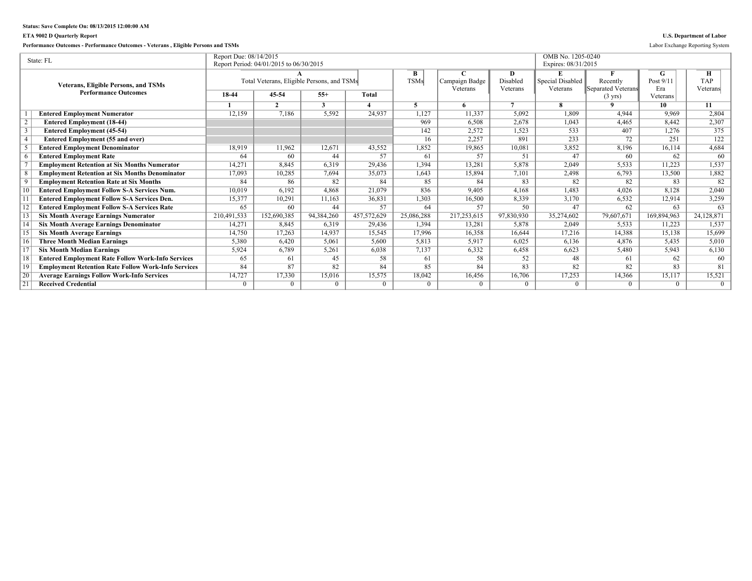**Status: Save Complete On: 08/13/2015 12:00:00 AM**

**ETA 9002 D Quarterly Report**

**U.S. Department of Labor**

**Performance Outcomes - Performance Outcomes - Veterans , Eligible Persons and TSMs**

Labor Exchange Reporting System

| State: FL | | Report Due: 08/14/2015<br>Report Period: 04/01/2015 to 06/30/2015 | | | | | | | OMB No. 1205-0240<br>Expires: 08/31/2015 | | | |
|---|---|---|---|---|---|---|---|---|---|---|---|---|
| **Veterans, Eligible Persons, and TSMs Performance Outcomes** | | **A**<br>Total Veterans, Eligible Persons, and TSMs | | | | **B**<br>TSMs | **C**<br>Campaign Badge Veterans | **D**<br>Disabled Veterans | **E**<br>Special Disabled Veterans | **F**<br>Recently Separated Veterans (3 yrs) | **G**<br>Post 9/11 Era Veterans | **H**<br>TAP Veterans |
| | | **18-44** | **45-54** | **55+** | **Total** | | | | | | | |
| | | **1** | **2** | **3** | **4** | **5** | **6** | **7** | **8** | **9** | **10** | **11** |
| 1 | **Entered Employment Numerator** | 12,159 | 7,186 | 5,592 | 24,937 | 1,127 | 11,337 | 5,092 | 1,809 | 4,944 | 9,969 | 2,804 |
| 2 | **Entered Employment (18-44)** | | | | | 969 | 6,508 | 2,678 | 1,043 | 4,465 | 8,442 | 2,307 |
| 3 | **Entered Employment (45-54)** | | | | | 142 | 2,572 | 1,523 | 533 | 407 | 1,276 | 375 |
| 4 | **Entered Employment (55 and over)** | | | | | 16 | 2,257 | 891 | 233 | 72 | 251 | 122 |
| 5 | **Entered Employment Denominator** | 18,919 | 11,962 | 12,671 | 43,552 | 1,852 | 19,865 | 10,081 | 3,852 | 8,196 | 16,114 | 4,684 |
| 6 | **Entered Employment Rate** | 64 | 60 | 44 | 57 | 61 | 57 | 51 | 47 | 60 | 62 | 60 |
| 7 | **Employment Retention at Six Months Numerator** | 14,271 | 8,845 | 6,319 | 29,436 | 1,394 | 13,281 | 5,878 | 2,049 | 5,533 | 11,223 | 1,537 |
| 8 | **Employment Retention at Six Months Denominator** | 17,093 | 10,285 | 7,694 | 35,073 | 1,643 | 15,894 | 7,101 | 2,498 | 6,793 | 13,500 | 1,882 |
| 9 | **Employment Retention Rate at Six Months** | 84 | 86 | 82 | 84 | 85 | 84 | 83 | 82 | 82 | 83 | 82 |
| 10 | **Entered Employment Follow S-A Services Num.** | 10,019 | 6,192 | 4,868 | 21,079 | 836 | 9,405 | 4,168 | 1,483 | 4,026 | 8,128 | 2,040 |
| 11 | **Entered Employment Follow S-A Services Den.** | 15,377 | 10,291 | 11,163 | 36,831 | 1,303 | 16,500 | 8,339 | 3,170 | 6,532 | 12,914 | 3,259 |
| 12 | **Entered Employment Follow S-A Services Rate** | 65 | 60 | 44 | 57 | 64 | 57 | 50 | 47 | 62 | 63 | 63 |
| 13 | **Six Month Average Earnings Numerator** | 210,491,533 | 152,690,385 | 94,384,260 | 457,572,629 | 25,086,288 | 217,253,615 | 97,830,930 | 35,274,602 | 79,607,671 | 169,894,963 | 24,128,871 |
| 14 | **Six Month Average Earnings Denominator** | 14,271 | 8,845 | 6,319 | 29,436 | 1,394 | 13,281 | 5,878 | 2,049 | 5,533 | 11,223 | 1,537 |
| 15 | **Six Month Average Earnings** | 14,750 | 17,263 | 14,937 | 15,545 | 17,996 | 16,358 | 16,644 | 17,216 | 14,388 | 15,138 | 15,699 |
| 16 | **Three Month Median Earnings** | 5,380 | 6,420 | 5,061 | 5,600 | 5,813 | 5,917 | 6,025 | 6,136 | 4,876 | 5,435 | 5,010 |
| 17 | **Six Month Median Earnings** | 5,924 | 6,789 | 5,261 | 6,038 | 7,137 | 6,332 | 6,458 | 6,623 | 5,480 | 5,943 | 6,130 |
| 18 | **Entered Employment Rate Follow Work-Info Services** | 65 | 61 | 45 | 58 | 61 | 58 | 52 | 48 | 61 | 62 | 60 |
| 19 | **Employment Retention Rate Follow Work-Info Services** | 84 | 87 | 82 | 84 | 85 | 84 | 83 | 82 | 82 | 83 | 81 |
| 20 | **Average Earnings Follow Work-Info Services** | 14,727 | 17,330 | 15,016 | 15,575 | 18,042 | 16,456 | 16,706 | 17,253 | 14,366 | 15,117 | 15,521 |
| 21 | **Received Credential** | 0 | 0 | 0 | 0 | 0 | 0 | 0 | 0 | 0 | 0 | 0 |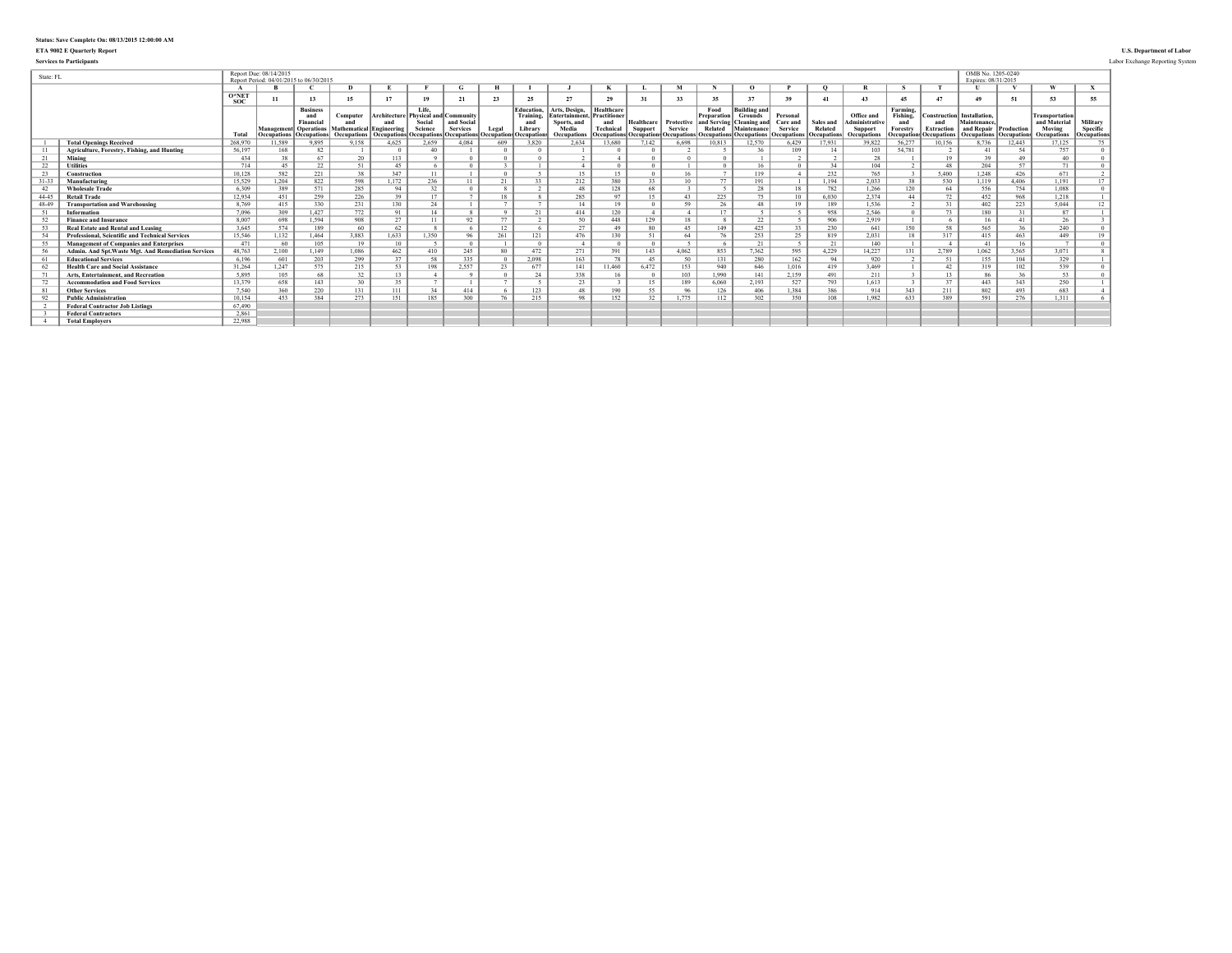**Status: Save Complete On: 08/13/2015 12:00:00 AM**

**ETA 9002 E Quarterly Report**

**Services to Participants**

**U.S. Department of Labor**

Labor Exchange Reporting System

| State: FL | | Report Due: 08/14/2015<br>Report Period: 04/01/2015 to 06/30/2015 | | | | | | | | | | | | | | | | | | | | OMB No. 1205-0240<br>Expires: 08/31/2015 | | | |
|---|---|---|---|---|---|---|---|---|---|---|---|---|---|---|---|---|---|---|---|---|---|---|---|---|---|
| | | A | B | C | D | E | F | G | H | I | J | K | L | M | N | O | P | Q | R | S | T | U | V | W | X |
| | | O*NET SOC | 11 | 13 | 15 | 17 | 19 | 21 | 23 | 25 | 27 | 29 | 31 | 33 | 35 | 37 | 39 | 41 | 43 | 45 | 47 | 49 | 51 | 53 | 55 |
| | | Total | Management Occupations | Business and Financial Operations Occupations | Computer and Mathematical Occupations | Architecture and Engineering Occupations | Life, Physical and Social Science Occupations | Community and Social Services Occupations | Legal Occupations | Education, Training, and Library Occupations | Arts, Design, Entertainment, Sports, and Media Occupations | Healthcare Practitioner and Technical Occupations | Healthcare Support Occupations | Protective Service Occupations | Food Preparation and Serving Related Occupations | Building and Grounds Cleaning and Maintenance Occupations | Personal Care and Service Occupations | Sales and Related Occupations | Office and Administrative Support Occupations | Farming, Fishing, and Forestry Occupations | Construction and Extraction Occupations | Installation, Maintenance, and Repair Occupations | Production Occupations | Transportation and Material Moving Occupations | Military Specific Occupations |
| 1 | **Total Openings Received** | 268,970 | 11,589 | 9,895 | 9,158 | 4,625 | 2,659 | 4,084 | 609 | 3,820 | 2,634 | 13,680 | 7,142 | 6,698 | 10,813 | 12,570 | 6,429 | 17,931 | 39,822 | 56,277 | 10,156 | 8,736 | 12,443 | 17,125 | 75 |
| 11 | **Agriculture, Forestry, Fishing, and Hunting** | 56,197 | 168 | 82 | 1 | 0 | 40 | 1 | 0 | 0 | 1 | 0 | 0 | 2 | 5 | 36 | 109 | 14 | 103 | 54,781 | 2 | 41 | 54 | 757 | 0 |
| 21 | **Mining** | 434 | 38 | 67 | 20 | 113 | 9 | 0 | 0 | 0 | 2 | 4 | 0 | 0 | 0 | 1 | 2 | 2 | 28 | 1 | 19 | 39 | 49 | 40 | 0 |
| 22 | **Utilities** | 714 | 45 | 22 | 51 | 45 | 6 | 0 | 3 | 1 | 4 | 0 | 0 | 1 | 0 | 16 | 0 | 34 | 104 | 2 | 48 | 204 | 57 | 71 | 0 |
| 23 | **Construction** | 10,128 | 582 | 221 | 38 | 347 | 11 | 1 | 0 | 5 | 15 | 15 | 0 | 16 | 7 | 119 | 4 | 232 | 765 | 3 | 5,400 | 1,248 | 426 | 671 | 2 |
| 31-33 | **Manufacturing** | 15,529 | 1,204 | 822 | 598 | 1,172 | 236 | 11 | 21 | 33 | 212 | 380 | 33 | 10 | 77 | 191 | 1 | 1,194 | 2,033 | 38 | 530 | 1,119 | 4,406 | 1,191 | 17 |
| 42 | **Wholesale Trade** | 6,309 | 389 | 571 | 285 | 94 | 32 | 0 | 8 | 2 | 48 | 128 | 68 | 3 | 5 | 28 | 18 | 782 | 1,266 | 120 | 64 | 556 | 754 | 1,088 | 0 |
| 44-45 | **Retail Trade** | 12,934 | 451 | 259 | 226 | 39 | 17 | 7 | 18 | 8 | 285 | 97 | 15 | 43 | 225 | 75 | 10 | 6,030 | 2,374 | 44 | 72 | 452 | 968 | 1,218 | 1 |
| 48-49 | **Transportation and Warehousing** | 8,769 | 415 | 330 | 231 | 130 | 24 | 1 | 7 | 7 | 14 | 19 | 0 | 59 | 26 | 48 | 19 | 189 | 1,536 | 2 | 31 | 402 | 223 | 5,044 | 12 |
| 51 | **Information** | 7,096 | 309 | 1,427 | 772 | 91 | 14 | 8 | 9 | 21 | 414 | 120 | 4 | 4 | 17 | 5 | 5 | 958 | 2,546 | 0 | 73 | 180 | 31 | 87 | 1 |
| 52 | **Finance and Insurance** | 8,007 | 698 | 1,594 | 908 | 27 | 11 | 92 | 77 | 2 | 50 | 448 | 129 | 18 | 8 | 22 | 5 | 906 | 2,919 | 1 | 6 | 16 | 41 | 26 | 3 |
| 53 | **Real Estate and Rental and Leasing** | 3,645 | 574 | 189 | 60 | 62 | 8 | 6 | 12 | 6 | 27 | 49 | 80 | 45 | 149 | 425 | 33 | 230 | 641 | 150 | 58 | 565 | 36 | 240 | 0 |
| 54 | **Professional, Scientific and Technical Services** | 15,546 | 1,132 | 1,464 | 3,883 | 1,633 | 1,350 | 96 | 261 | 121 | 476 | 130 | 51 | 64 | 76 | 253 | 25 | 819 | 2,031 | 18 | 317 | 415 | 463 | 449 | 19 |
| 55 | **Management of Companies and Enterprises** | 471 | 60 | 105 | 19 | 10 | 5 | 0 | 1 | 0 | 4 | 0 | 0 | 5 | 6 | 21 | 5 | 21 | 140 | 1 | 4 | 41 | 16 | 7 | 0 |
| 56 | **Admin. And Spt.Waste Mgt. And Remediation Services** | 48,763 | 2,100 | 1,149 | 1,086 | 462 | 410 | 245 | 80 | 472 | 271 | 391 | 143 | 4,062 | 853 | 7,362 | 595 | 4,229 | 14,227 | 131 | 2,789 | 1,062 | 3,565 | 3,071 | 8 |
| 61 | **Educational Services** | 6,196 | 601 | 203 | 299 | 37 | 58 | 335 | 0 | 2,098 | 163 | 78 | 45 | 50 | 131 | 280 | 162 | 94 | 920 | 2 | 51 | 155 | 104 | 329 | 1 |
| 62 | **Health Care and Social Assistance** | 31,264 | 1,247 | 575 | 215 | 53 | 198 | 2,557 | 23 | 677 | 141 | 11,460 | 6,472 | 153 | 940 | 646 | 1,016 | 419 | 3,469 | 1 | 42 | 319 | 102 | 539 | 0 |
| 71 | **Arts, Entertainment, and Recreation** | 5,895 | 105 | 68 | 32 | 13 | 4 | 9 | 0 | 24 | 338 | 16 | 0 | 103 | 1,990 | 141 | 2,159 | 491 | 211 | 3 | 13 | 86 | 36 | 53 | 0 |
| 72 | **Accommodation and Food Services** | 13,379 | 658 | 143 | 30 | 35 | 7 | 1 | 7 | 5 | 23 | 3 | 15 | 189 | 6,060 | 2,193 | 527 | 793 | 1,613 | 3 | 37 | 443 | 343 | 250 | 1 |
| 81 | **Other Services** | 7,540 | 360 | 220 | 131 | 111 | 34 | 414 | 6 | 123 | 48 | 190 | 55 | 96 | 126 | 406 | 1,384 | 386 | 914 | 343 | 211 | 802 | 493 | 683 | 4 |
| 92 | **Public Administration** | 10,154 | 453 | 384 | 273 | 151 | 185 | 300 | 76 | 215 | 98 | 152 | 32 | 1,775 | 112 | 302 | 350 | 108 | 1,982 | 633 | 389 | 591 | 276 | 1,311 | 6 |
| 2 | **Federal Contractor Job Listings** | 67,490 | | | | | | | | | | | | | | | | | | | | | | | |
| 3 | **Federal Contractors** | 2,861 | | | | | | | | | | | | | | | | | | | | | | | |
| 4 | **Total Employers** | 22,988 | | | | | | | | | | | | | | | | | | | | | | | |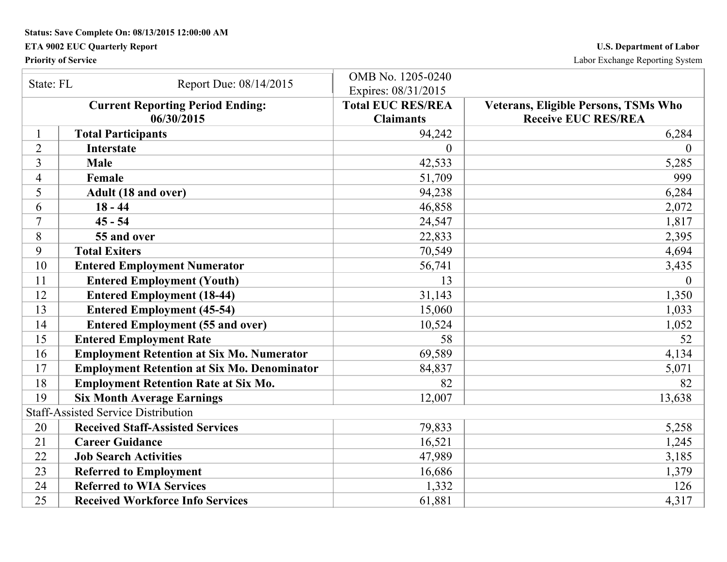Status: Save Complete On: 08/13/2015 12:00:00 AM

**ETA 9002 EUC Quarterly Report**

**Priority of Service**

U.S. Department of Labor

Labor Exchange Reporting System

| State: FL | Report Due: 08/14/2015 | OMB No. 1205-0240 Expires: 08/31/2015 | |
|---|---|---|---|
| **Current Reporting Period Ending: 06/30/2015** | | **Total EUC RES/REA Claimants** | **Veterans, Eligible Persons, TSMs Who Receive EUC RES/REA** |
| 1 | **Total Participants** | 94,242 | 6,284 |
| 2 | **Interstate** | 0 | 0 |
| 3 | **Male** | 42,533 | 5,285 |
| 4 | **Female** | 51,709 | 999 |
| 5 | **Adult (18 and over)** | 94,238 | 6,284 |
| 6 | **18 - 44** | 46,858 | 2,072 |
| 7 | **45 - 54** | 24,547 | 1,817 |
| 8 | **55 and over** | 22,833 | 2,395 |
| 9 | **Total Exiters** | 70,549 | 4,694 |
| 10 | **Entered Employment Numerator** | 56,741 | 3,435 |
| 11 | **Entered Employment (Youth)** | 13 | 0 |
| 12 | **Entered Employment (18-44)** | 31,143 | 1,350 |
| 13 | **Entered Employment (45-54)** | 15,060 | 1,033 |
| 14 | **Entered Employment (55 and over)** | 10,524 | 1,052 |
| 15 | **Entered Employment Rate** | 58 | 52 |
| 16 | **Employment Retention at Six Mo. Numerator** | 69,589 | 4,134 |
| 17 | **Employment Retention at Six Mo. Denominator** | 84,837 | 5,071 |
| 18 | **Employment Retention Rate at Six Mo.** | 82 | 82 |
| 19 | **Six Month Average Earnings** | 12,007 | 13,638 |
| Staff-Assisted Service Distribution | | | |
| 20 | **Received Staff-Assisted Services** | 79,833 | 5,258 |
| 21 | **Career Guidance** | 16,521 | 1,245 |
| 22 | **Job Search Activities** | 47,989 | 3,185 |
| 23 | **Referred to Employment** | 16,686 | 1,379 |
| 24 | **Referred to WIA Services** | 1,332 | 126 |
| 25 | **Received Workforce Info Services** | 61,881 | 4,317 |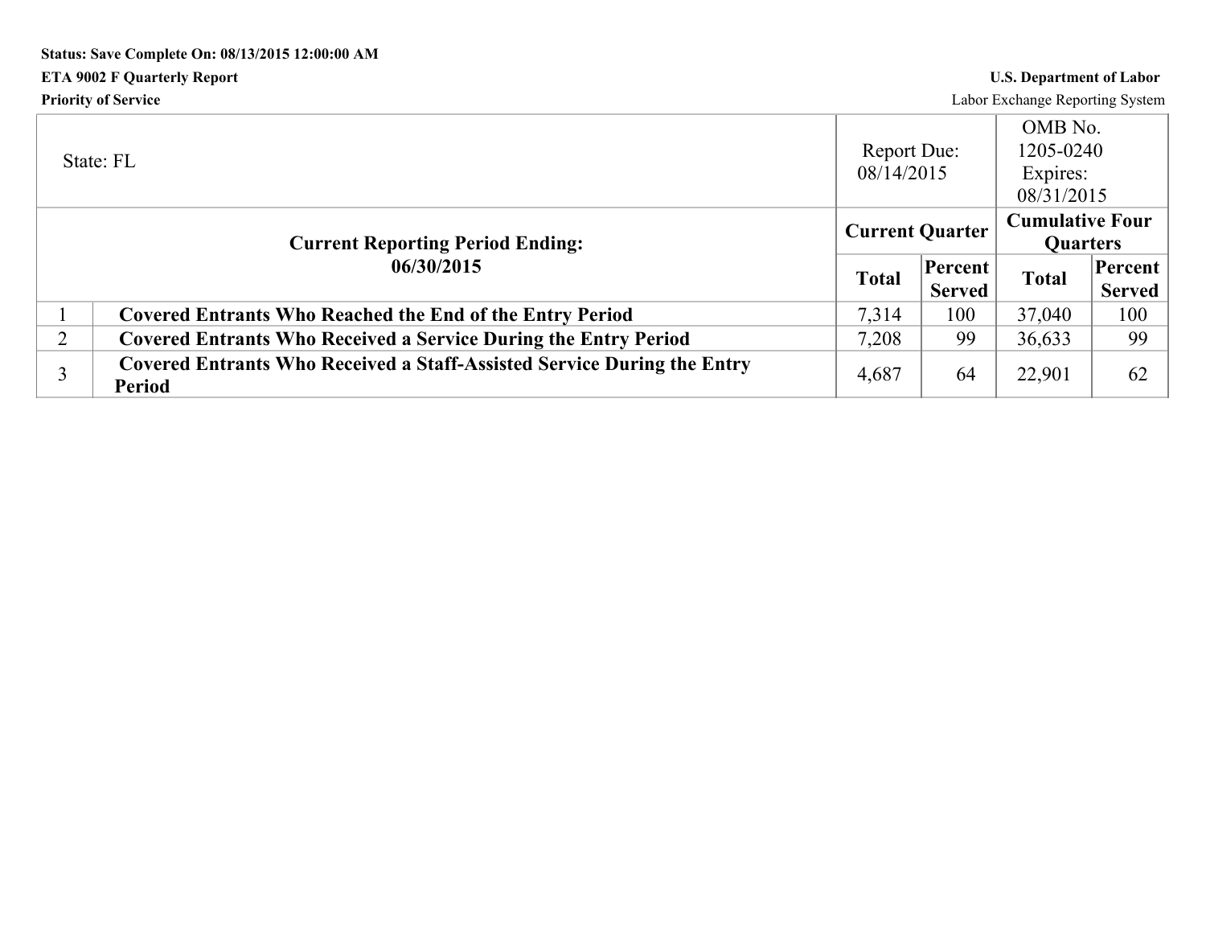**Status: Save Complete On: 08/13/2015 12:00:00 AM**

**ETA 9002 F Quarterly Report** | **U.S. Department of Labor**

**Priority of Service** | Labor Exchange Reporting System

| State: FL | | Report Due: 08/14/2015 | | OMB No. 1205-0240 Expires: 08/31/2015 | |
|---|---|---|---|---|---|
| **Current Reporting Period Ending: 06/30/2015** | | **Current Quarter** | | **Cumulative Four Quarters** | |
| | | **Total** | **Percent Served** | **Total** | **Percent Served** |
| 1 | **Covered Entrants Who Reached the End of the Entry Period** | 7,314 | 100 | 37,040 | 100 |
| 2 | **Covered Entrants Who Received a Service During the Entry Period** | 7,208 | 99 | 36,633 | 99 |
| 3 | **Covered Entrants Who Received a Staff-Assisted Service During the Entry Period** | 4,687 | 64 | 22,901 | 62 |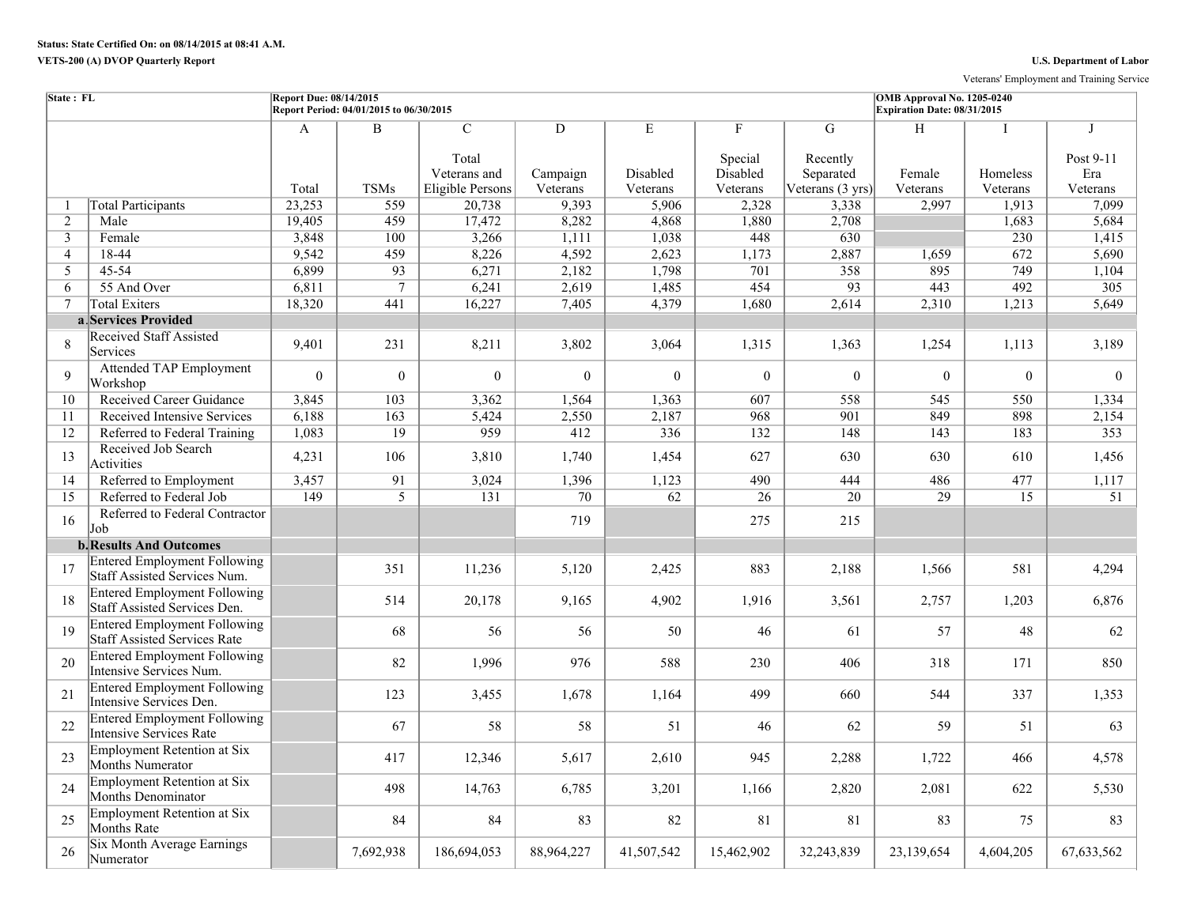**Status: State Certified On: on 08/14/2015 at 08:41 A.M.**

**VETS-200 (A) DVOP Quarterly Report**

**U.S. Department of Labor**

Veterans' Employment and Training Service

| State : FL | | Report Due: 08/14/2015<br>Report Period: 04/01/2015 to 06/30/2015 | | | | | | | OMB Approval No. 1205-0240<br>Expiration Date: 08/31/2015 | | |
|---|---|---|---|---|---|---|---|---|---|---|---|
| | | A | B | C | D | E | F | G | H | I | J |
| | | Total | TSMs | Total Veterans and Eligible Persons | Campaign Veterans | Disabled Veterans | Special Disabled Veterans | Recently Separated Veterans (3 yrs) | Female Veterans | Homeless Veterans | Post 9-11 Era Veterans |
| 1 | Total Participants | 23,253 | 559 | 20,738 | 9,393 | 5,906 | 2,328 | 3,338 | 2,997 | 1,913 | 7,099 |
| 2 | Male | 19,405 | 459 | 17,472 | 8,282 | 4,868 | 1,880 | 2,708 | | 1,683 | 5,684 |
| 3 | Female | 3,848 | 100 | 3,266 | 1,111 | 1,038 | 448 | 630 | | 230 | 1,415 |
| 4 | 18-44 | 9,542 | 459 | 8,226 | 4,592 | 2,623 | 1,173 | 2,887 | 1,659 | 672 | 5,690 |
| 5 | 45-54 | 6,899 | 93 | 6,271 | 2,182 | 1,798 | 701 | 358 | 895 | 749 | 1,104 |
| 6 | 55 And Over | 6,811 | 7 | 6,241 | 2,619 | 1,485 | 454 | 93 | 443 | 492 | 305 |
| 7 | Total Exiters | 18,320 | 441 | 16,227 | 7,405 | 4,379 | 1,680 | 2,614 | 2,310 | 1,213 | 5,649 |
| a. | **Services Provided** | | | | | | | | | | |
| 8 | Received Staff Assisted Services | 9,401 | 231 | 8,211 | 3,802 | 3,064 | 1,315 | 1,363 | 1,254 | 1,113 | 3,189 |
| 9 | Attended TAP Employment Workshop | 0 | 0 | 0 | 0 | 0 | 0 | 0 | 0 | 0 | 0 |
| 10 | Received Career Guidance | 3,845 | 103 | 3,362 | 1,564 | 1,363 | 607 | 558 | 545 | 550 | 1,334 |
| 11 | Received Intensive Services | 6,188 | 163 | 5,424 | 2,550 | 2,187 | 968 | 901 | 849 | 898 | 2,154 |
| 12 | Referred to Federal Training | 1,083 | 19 | 959 | 412 | 336 | 132 | 148 | 143 | 183 | 353 |
| 13 | Received Job Search Activities | 4,231 | 106 | 3,810 | 1,740 | 1,454 | 627 | 630 | 630 | 610 | 1,456 |
| 14 | Referred to Employment | 3,457 | 91 | 3,024 | 1,396 | 1,123 | 490 | 444 | 486 | 477 | 1,117 |
| 15 | Referred to Federal Job | 149 | 5 | 131 | 70 | 62 | 26 | 20 | 29 | 15 | 51 |
| 16 | Referred to Federal Contractor Job | | | | 719 | | 275 | 215 | | | |
| b. | **Results And Outcomes** | | | | | | | | | | |
| 17 | Entered Employment Following Staff Assisted Services Num. | | 351 | 11,236 | 5,120 | 2,425 | 883 | 2,188 | 1,566 | 581 | 4,294 |
| 18 | Entered Employment Following Staff Assisted Services Den. | | 514 | 20,178 | 9,165 | 4,902 | 1,916 | 3,561 | 2,757 | 1,203 | 6,876 |
| 19 | Entered Employment Following Staff Assisted Services Rate | | 68 | 56 | 56 | 50 | 46 | 61 | 57 | 48 | 62 |
| 20 | Entered Employment Following Intensive Services Num. | | 82 | 1,996 | 976 | 588 | 230 | 406 | 318 | 171 | 850 |
| 21 | Entered Employment Following Intensive Services Den. | | 123 | 3,455 | 1,678 | 1,164 | 499 | 660 | 544 | 337 | 1,353 |
| 22 | Entered Employment Following Intensive Services Rate | | 67 | 58 | 58 | 51 | 46 | 62 | 59 | 51 | 63 |
| 23 | Employment Retention at Six Months Numerator | | 417 | 12,346 | 5,617 | 2,610 | 945 | 2,288 | 1,722 | 466 | 4,578 |
| 24 | Employment Retention at Six Months Denominator | | 498 | 14,763 | 6,785 | 3,201 | 1,166 | 2,820 | 2,081 | 622 | 5,530 |
| 25 | Employment Retention at Six Months Rate | | 84 | 84 | 83 | 82 | 81 | 81 | 83 | 75 | 83 |
| 26 | Six Month Average Earnings Numerator | | 7,692,938 | 186,694,053 | 88,964,227 | 41,507,542 | 15,462,902 | 32,243,839 | 23,139,654 | 4,604,205 | 67,633,562 |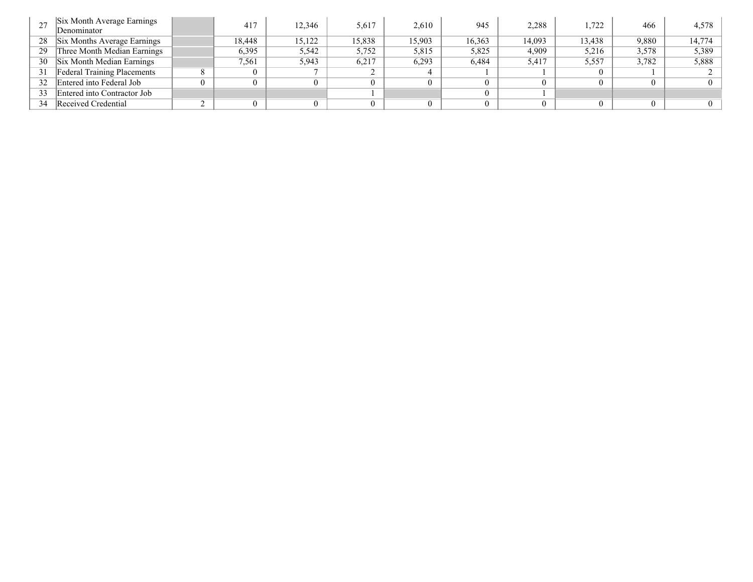| | | | | | | | | | | | |
|---|---|---|---|---|---|---|---|---|---|---|---|
| 27 | Six Month Average Earnings Denominator | | 417 | 12,346 | 5,617 | 2,610 | 945 | 2,288 | 1,722 | 466 | 4,578 |
| 28 | Six Months Average Earnings | | 18,448 | 15,122 | 15,838 | 15,903 | 16,363 | 14,093 | 13,438 | 9,880 | 14,774 |
| 29 | Three Month Median Earnings | | 6,395 | 5,542 | 5,752 | 5,815 | 5,825 | 4,909 | 5,216 | 3,578 | 5,389 |
| 30 | Six Month Median Earnings | | 7,561 | 5,943 | 6,217 | 6,293 | 6,484 | 5,417 | 5,557 | 3,782 | 5,888 |
| 31 | Federal Training Placements | 8 | 0 | 7 | 2 | 4 | 1 | 1 | 0 | 1 | 2 |
| 32 | Entered into Federal Job | 0 | 0 | 0 | 0 | 0 | 0 | 0 | 0 | 0 | 0 |
| 33 | Entered into Contractor Job | | | | 1 | | 0 | 1 | | | |
| 34 | Received Credential | 2 | 0 | 0 | 0 | 0 | 0 | 0 | 0 | 0 | 0 |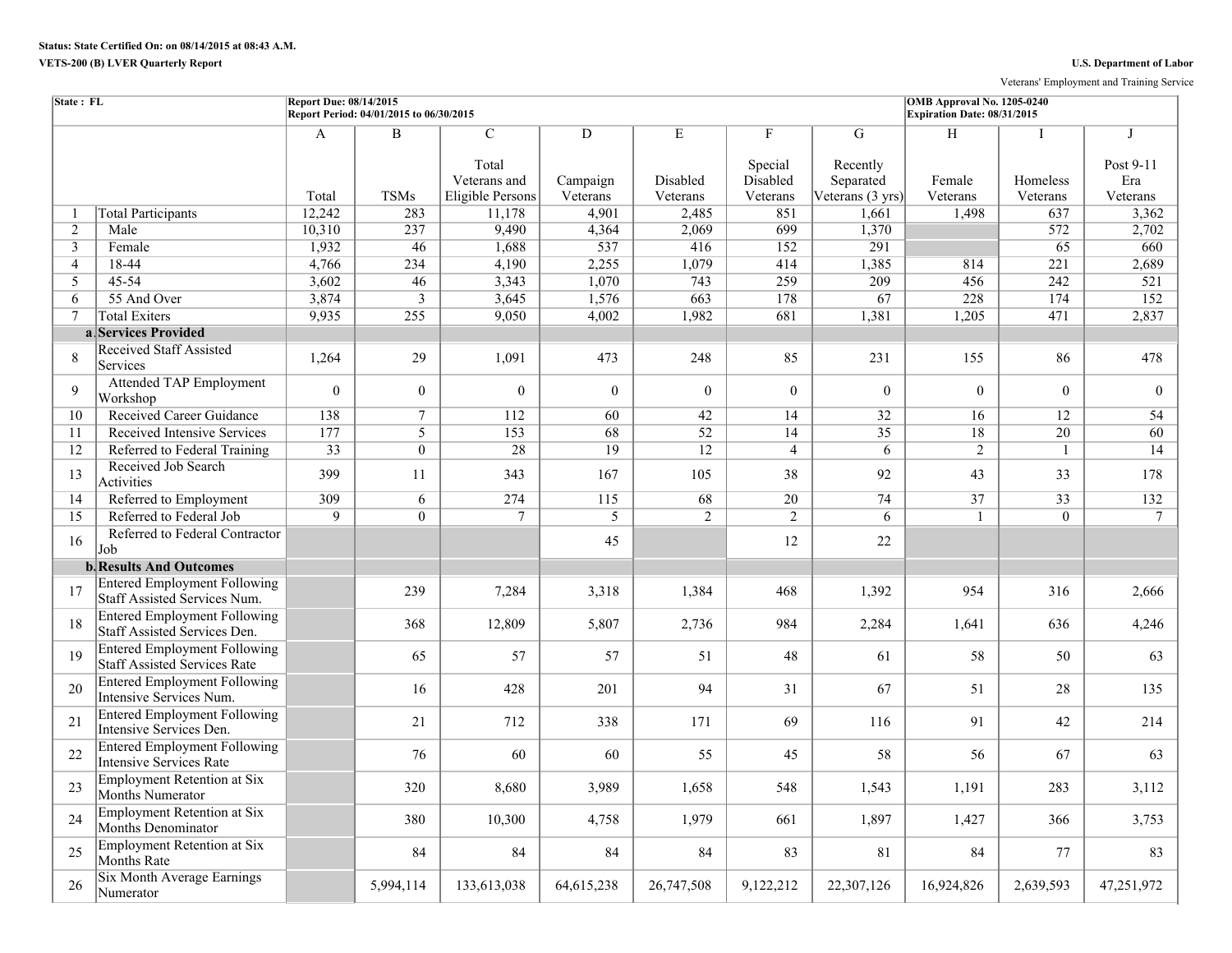**Status: State Certified On: on 08/14/2015 at 08:43 A.M.**

**VETS-200 (B) LVER Quarterly Report**

**U.S. Department of Labor**

Veterans' Employment and Training Service

| **State : FL** | | **Report Due: 08/14/2015** **Report Period: 04/01/2015 to 06/30/2015** | | | | | | | **OMB Approval No. 1205-0240** **Expiration Date: 08/31/2015** | | |
|---|---|---|---|---|---|---|---|---|---|---|---|
| | | A | B | C | D | E | F | G | H | I | J |
| | | Total | TSMs | Total Veterans and Eligible Persons | Campaign Veterans | Disabled Veterans | Special Disabled Veterans | Recently Separated Veterans (3 yrs) | Female Veterans | Homeless Veterans | Post 9-11 Era Veterans |
| 1 | Total Participants | 12,242 | 283 | 11,178 | 4,901 | 2,485 | 851 | 1,661 | 1,498 | 637 | 3,362 |
| 2 | Male | 10,310 | 237 | 9,490 | 4,364 | 2,069 | 699 | 1,370 | | 572 | 2,702 |
| 3 | Female | 1,932 | 46 | 1,688 | 537 | 416 | 152 | 291 | | 65 | 660 |
| 4 | 18-44 | 4,766 | 234 | 4,190 | 2,255 | 1,079 | 414 | 1,385 | 814 | 221 | 2,689 |
| 5 | 45-54 | 3,602 | 46 | 3,343 | 1,070 | 743 | 259 | 209 | 456 | 242 | 521 |
| 6 | 55 And Over | 3,874 | 3 | 3,645 | 1,576 | 663 | 178 | 67 | 228 | 174 | 152 |
| 7 | Total Exiters | 9,935 | 255 | 9,050 | 4,002 | 1,982 | 681 | 1,381 | 1,205 | 471 | 2,837 |
| a. | **Services Provided** | | | | | | | | | | |
| 8 | Received Staff Assisted Services | 1,264 | 29 | 1,091 | 473 | 248 | 85 | 231 | 155 | 86 | 478 |
| 9 | Attended TAP Employment Workshop | 0 | 0 | 0 | 0 | 0 | 0 | 0 | 0 | 0 | 0 |
| 10 | Received Career Guidance | 138 | 7 | 112 | 60 | 42 | 14 | 32 | 16 | 12 | 54 |
| 11 | Received Intensive Services | 177 | 5 | 153 | 68 | 52 | 14 | 35 | 18 | 20 | 60 |
| 12 | Referred to Federal Training | 33 | 0 | 28 | 19 | 12 | 4 | 6 | 2 | 1 | 14 |
| 13 | Received Job Search Activities | 399 | 11 | 343 | 167 | 105 | 38 | 92 | 43 | 33 | 178 |
| 14 | Referred to Employment | 309 | 6 | 274 | 115 | 68 | 20 | 74 | 37 | 33 | 132 |
| 15 | Referred to Federal Job | 9 | 0 | 7 | 5 | 2 | 2 | 6 | 1 | 0 | 7 |
| 16 | Referred to Federal Contractor Job | | | | 45 | | 12 | 22 | | | |
| b. | **Results And Outcomes** | | | | | | | | | | |
| 17 | Entered Employment Following Staff Assisted Services Num. | | 239 | 7,284 | 3,318 | 1,384 | 468 | 1,392 | 954 | 316 | 2,666 |
| 18 | Entered Employment Following Staff Assisted Services Den. | | 368 | 12,809 | 5,807 | 2,736 | 984 | 2,284 | 1,641 | 636 | 4,246 |
| 19 | Entered Employment Following Staff Assisted Services Rate | | 65 | 57 | 57 | 51 | 48 | 61 | 58 | 50 | 63 |
| 20 | Entered Employment Following Intensive Services Num. | | 16 | 428 | 201 | 94 | 31 | 67 | 51 | 28 | 135 |
| 21 | Entered Employment Following Intensive Services Den. | | 21 | 712 | 338 | 171 | 69 | 116 | 91 | 42 | 214 |
| 22 | Entered Employment Following Intensive Services Rate | | 76 | 60 | 60 | 55 | 45 | 58 | 56 | 67 | 63 |
| 23 | Employment Retention at Six Months Numerator | | 320 | 8,680 | 3,989 | 1,658 | 548 | 1,543 | 1,191 | 283 | 3,112 |
| 24 | Employment Retention at Six Months Denominator | | 380 | 10,300 | 4,758 | 1,979 | 661 | 1,897 | 1,427 | 366 | 3,753 |
| 25 | Employment Retention at Six Months Rate | | 84 | 84 | 84 | 84 | 83 | 81 | 84 | 77 | 83 |
| 26 | Six Month Average Earnings Numerator | | 5,994,114 | 133,613,038 | 64,615,238 | 26,747,508 | 9,122,212 | 22,307,126 | 16,924,826 | 2,639,593 | 47,251,972 |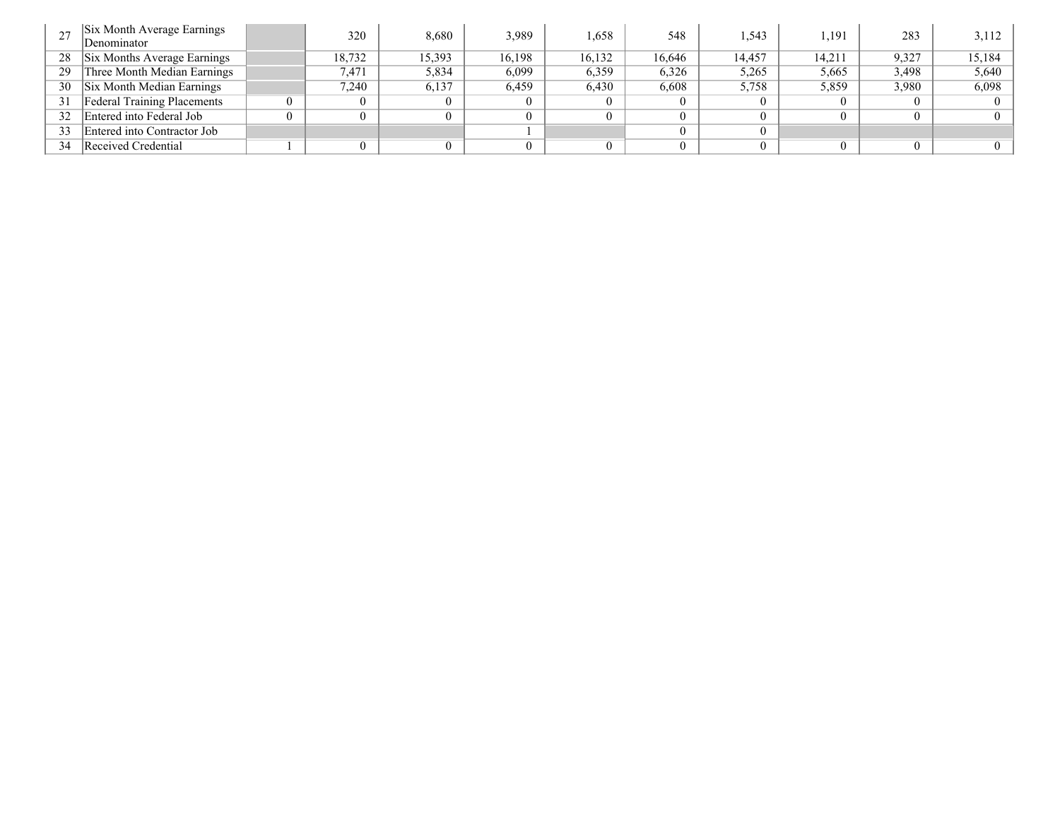| | | | | | | | | | | | |
|---|---|---|---|---|---|---|---|---|---|---|---|
| 27 | Six Month Average Earnings Denominator | | 320 | 8,680 | 3,989 | 1,658 | 548 | 1,543 | 1,191 | 283 | 3,112 |
| 28 | Six Months Average Earnings | | 18,732 | 15,393 | 16,198 | 16,132 | 16,646 | 14,457 | 14,211 | 9,327 | 15,184 |
| 29 | Three Month Median Earnings | | 7,471 | 5,834 | 6,099 | 6,359 | 6,326 | 5,265 | 5,665 | 3,498 | 5,640 |
| 30 | Six Month Median Earnings | | 7,240 | 6,137 | 6,459 | 6,430 | 6,608 | 5,758 | 5,859 | 3,980 | 6,098 |
| 31 | Federal Training Placements | 0 | 0 | 0 | 0 | 0 | 0 | 0 | 0 | 0 | 0 |
| 32 | Entered into Federal Job | 0 | 0 | 0 | 0 | 0 | 0 | 0 | 0 | 0 | 0 |
| 33 | Entered into Contractor Job | | | | 1 | | 0 | 0 | | | |
| 34 | Received Credential | 1 | 0 | 0 | 0 | 0 | 0 | 0 | 0 | 0 | 0 |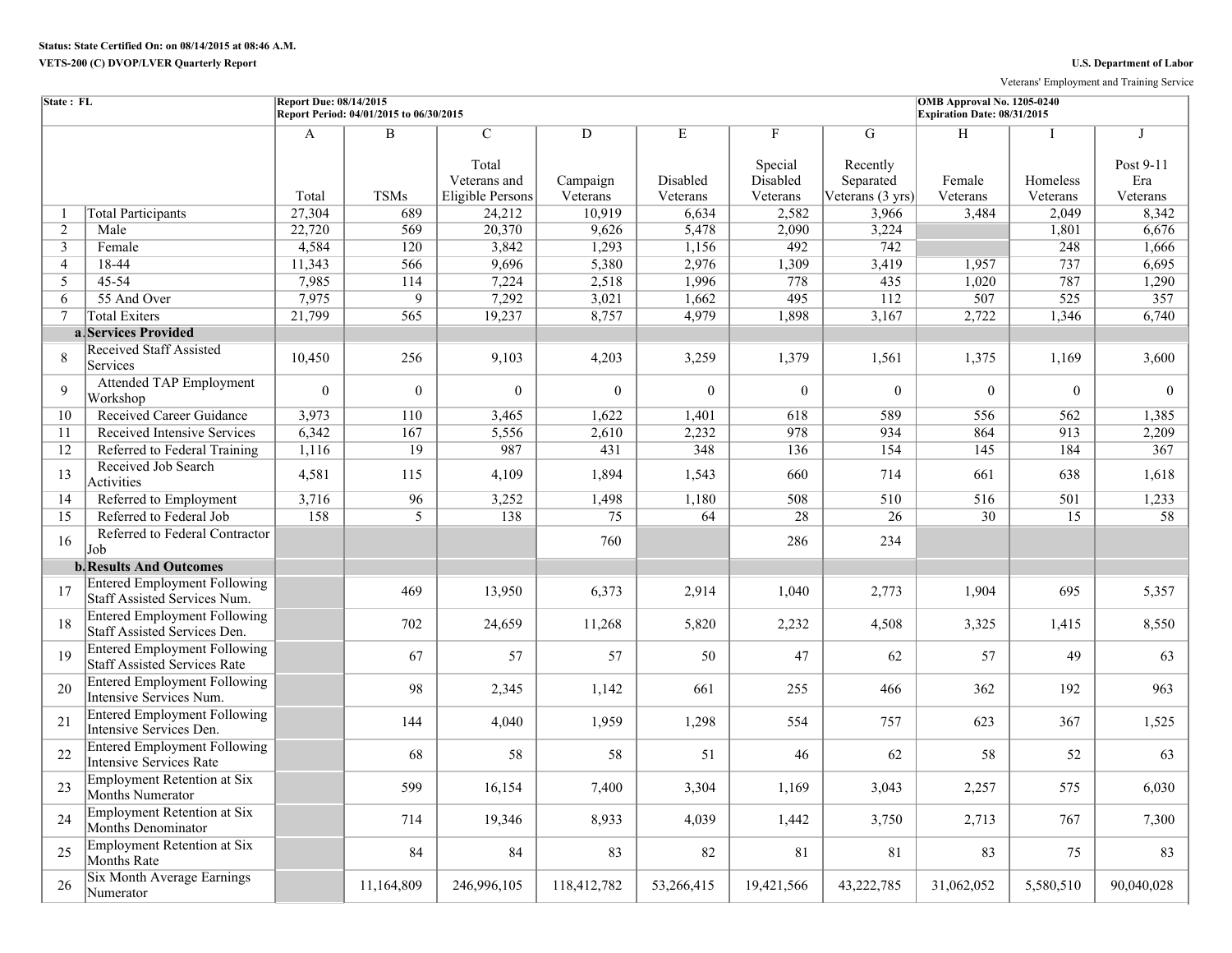**Status: State Certified On: on 08/14/2015 at 08:46 A.M.**

**VETS-200 (C) DVOP/LVER Quarterly Report**

**U.S. Department of Labor**

Veterans' Employment and Training Service

| State : FL | | Report Due: 08/14/2015<br>Report Period: 04/01/2015 to 06/30/2015 | | | | | | | OMB Approval No. 1205-0240<br>Expiration Date: 08/31/2015 | | |
|---|---|---|---|---|---|---|---|---|---|---|---|
| | | A | B | C | D | E | F | G | H | I | J |
| | | Total | TSMs | Total Veterans and Eligible Persons | Campaign Veterans | Disabled Veterans | Special Disabled Veterans | Recently Separated Veterans (3 yrs) | Female Veterans | Homeless Veterans | Post 9-11 Era Veterans |
| 1 | Total Participants | 27,304 | 689 | 24,212 | 10,919 | 6,634 | 2,582 | 3,966 | 3,484 | 2,049 | 8,342 |
| 2 | Male | 22,720 | 569 | 20,370 | 9,626 | 5,478 | 2,090 | 3,224 | | 1,801 | 6,676 |
| 3 | Female | 4,584 | 120 | 3,842 | 1,293 | 1,156 | 492 | 742 | | 248 | 1,666 |
| 4 | 18-44 | 11,343 | 566 | 9,696 | 5,380 | 2,976 | 1,309 | 3,419 | 1,957 | 737 | 6,695 |
| 5 | 45-54 | 7,985 | 114 | 7,224 | 2,518 | 1,996 | 778 | 435 | 1,020 | 787 | 1,290 |
| 6 | 55 And Over | 7,975 | 9 | 7,292 | 3,021 | 1,662 | 495 | 112 | 507 | 525 | 357 |
| 7 | Total Exiters | 21,799 | 565 | 19,237 | 8,757 | 4,979 | 1,898 | 3,167 | 2,722 | 1,346 | 6,740 |
| a. | **Services Provided** | | | | | | | | | | |
| 8 | Received Staff Assisted Services | 10,450 | 256 | 9,103 | 4,203 | 3,259 | 1,379 | 1,561 | 1,375 | 1,169 | 3,600 |
| 9 | Attended TAP Employment Workshop | 0 | 0 | 0 | 0 | 0 | 0 | 0 | 0 | 0 | 0 |
| 10 | Received Career Guidance | 3,973 | 110 | 3,465 | 1,622 | 1,401 | 618 | 589 | 556 | 562 | 1,385 |
| 11 | Received Intensive Services | 6,342 | 167 | 5,556 | 2,610 | 2,232 | 978 | 934 | 864 | 913 | 2,209 |
| 12 | Referred to Federal Training | 1,116 | 19 | 987 | 431 | 348 | 136 | 154 | 145 | 184 | 367 |
| 13 | Received Job Search Activities | 4,581 | 115 | 4,109 | 1,894 | 1,543 | 660 | 714 | 661 | 638 | 1,618 |
| 14 | Referred to Employment | 3,716 | 96 | 3,252 | 1,498 | 1,180 | 508 | 510 | 516 | 501 | 1,233 |
| 15 | Referred to Federal Job | 158 | 5 | 138 | 75 | 64 | 28 | 26 | 30 | 15 | 58 |
| 16 | Referred to Federal Contractor Job | | | | 760 | | 286 | 234 | | | |
| b. | **Results And Outcomes** | | | | | | | | | | |
| 17 | Entered Employment Following Staff Assisted Services Num. | | 469 | 13,950 | 6,373 | 2,914 | 1,040 | 2,773 | 1,904 | 695 | 5,357 |
| 18 | Entered Employment Following Staff Assisted Services Den. | | 702 | 24,659 | 11,268 | 5,820 | 2,232 | 4,508 | 3,325 | 1,415 | 8,550 |
| 19 | Entered Employment Following Staff Assisted Services Rate | | 67 | 57 | 57 | 50 | 47 | 62 | 57 | 49 | 63 |
| 20 | Entered Employment Following Intensive Services Num. | | 98 | 2,345 | 1,142 | 661 | 255 | 466 | 362 | 192 | 963 |
| 21 | Entered Employment Following Intensive Services Den. | | 144 | 4,040 | 1,959 | 1,298 | 554 | 757 | 623 | 367 | 1,525 |
| 22 | Entered Employment Following Intensive Services Rate | | 68 | 58 | 58 | 51 | 46 | 62 | 58 | 52 | 63 |
| 23 | Employment Retention at Six Months Numerator | | 599 | 16,154 | 7,400 | 3,304 | 1,169 | 3,043 | 2,257 | 575 | 6,030 |
| 24 | Employment Retention at Six Months Denominator | | 714 | 19,346 | 8,933 | 4,039 | 1,442 | 3,750 | 2,713 | 767 | 7,300 |
| 25 | Employment Retention at Six Months Rate | | 84 | 84 | 83 | 82 | 81 | 81 | 83 | 75 | 83 |
| 26 | Six Month Average Earnings Numerator | | 11,164,809 | 246,996,105 | 118,412,782 | 53,266,415 | 19,421,566 | 43,222,785 | 31,062,052 | 5,580,510 | 90,040,028 |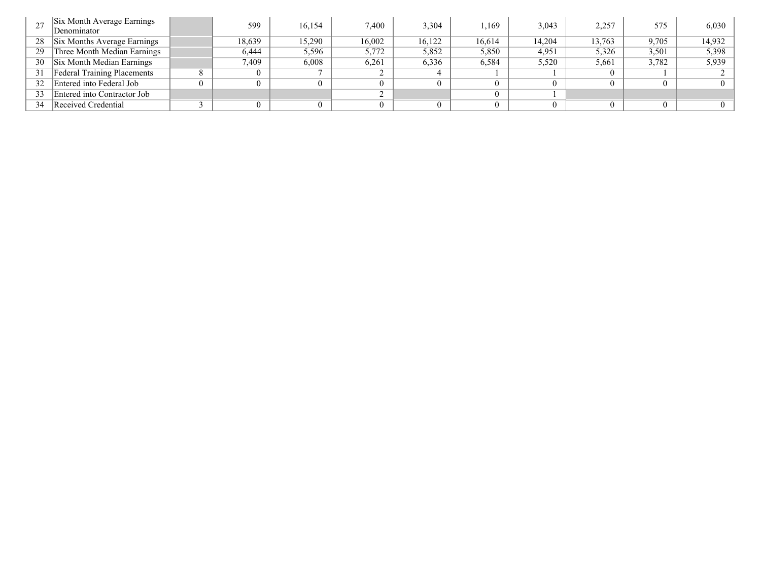| | | | | | | | | | | | |
|---|---|---|---|---|---|---|---|---|---|---|---|
| 27 | Six Month Average Earnings Denominator | | 599 | 16,154 | 7,400 | 3,304 | 1,169 | 3,043 | 2,257 | 575 | 6,030 |
| 28 | Six Months Average Earnings | | 18,639 | 15,290 | 16,002 | 16,122 | 16,614 | 14,204 | 13,763 | 9,705 | 14,932 |
| 29 | Three Month Median Earnings | | 6,444 | 5,596 | 5,772 | 5,852 | 5,850 | 4,951 | 5,326 | 3,501 | 5,398 |
| 30 | Six Month Median Earnings | | 7,409 | 6,008 | 6,261 | 6,336 | 6,584 | 5,520 | 5,661 | 3,782 | 5,939 |
| 31 | Federal Training Placements | 8 | 0 | 7 | 2 | 4 | 1 | 1 | 0 | 1 | 2 |
| 32 | Entered into Federal Job | 0 | 0 | 0 | 0 | 0 | 0 | 0 | 0 | 0 | 0 |
| 33 | Entered into Contractor Job | | | | 2 | | 0 | 1 | | | |
| 34 | Received Credential | 3 | 0 | 0 | 0 | 0 | 0 | 0 | 0 | 0 | 0 |